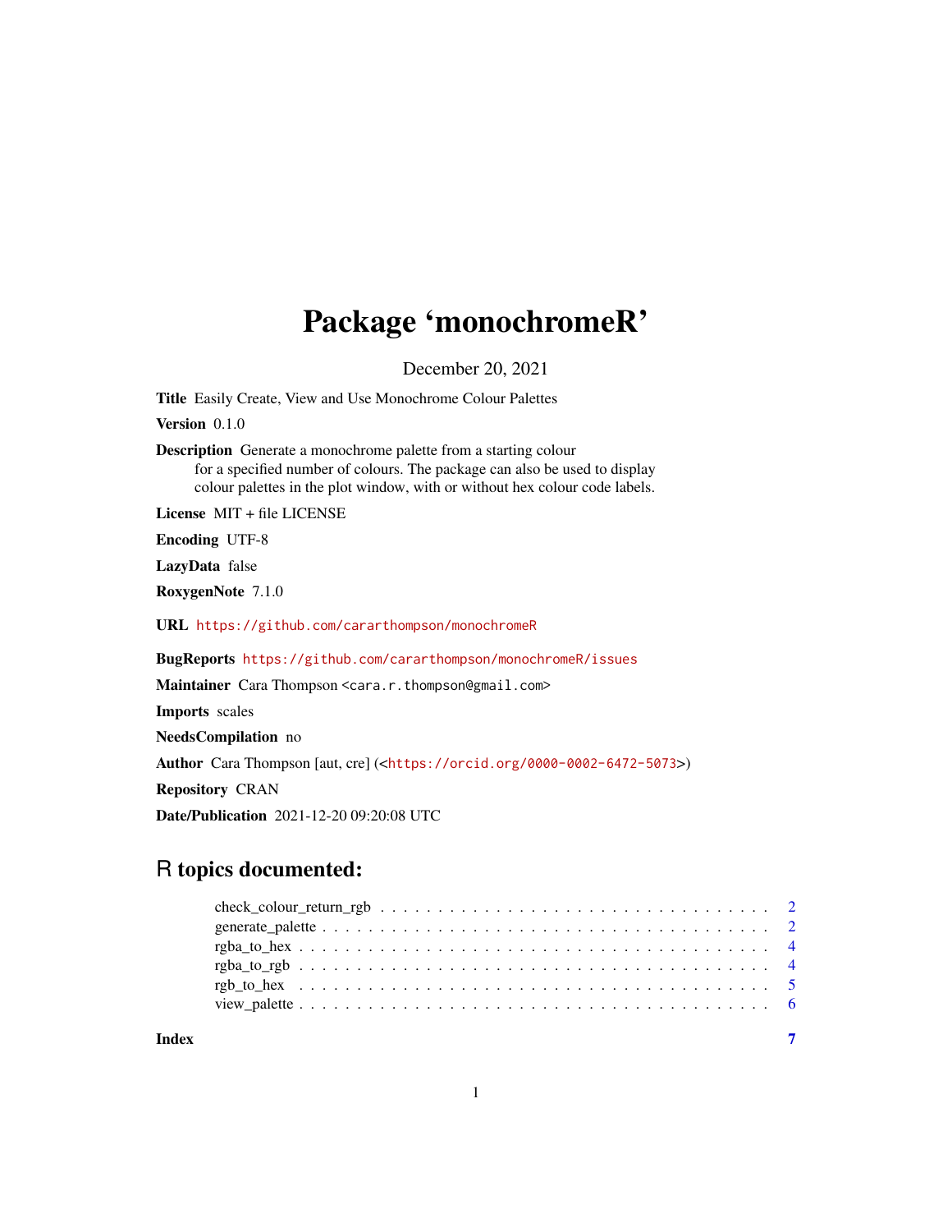# Package 'monochromeR'

December 20, 2021

**Title** Easily Create, View and Use Monochrome Colour Palettes

**Version** 0.1.0

**Description** Generate a monochrome palette from a starting colour for a specified number of colours. The package can also be used to display colour palettes in the plot window, with or without hex colour code labels.

**License** MIT + file LICENSE

**Encoding** UTF-8

**LazyData** false

**RoxygenNote** 7.1.0

**URL** https://github.com/cararthompson/monochromeR

**BugReports** https://github.com/cararthompson/monochromeR/issues

**Maintainer** Cara Thompson <cara.r.thompson@gmail.com>

**Imports** scales

**NeedsCompilation** no

**Author** Cara Thompson [aut, cre] (<https://orcid.org/0000-0002-6472-5073>)

**Repository** CRAN

**Date/Publication** 2021-12-20 09:20:08 UTC

## R topics documented:

| | |
|---|---|
| check_colour_return_rgb | 2 |
| generate_palette | 2 |
| rgba_to_hex | 4 |
| rgba_to_rgb | 4 |
| rgb_to_hex | 5 |
| view_palette | 6 |
| **Index** | **7** |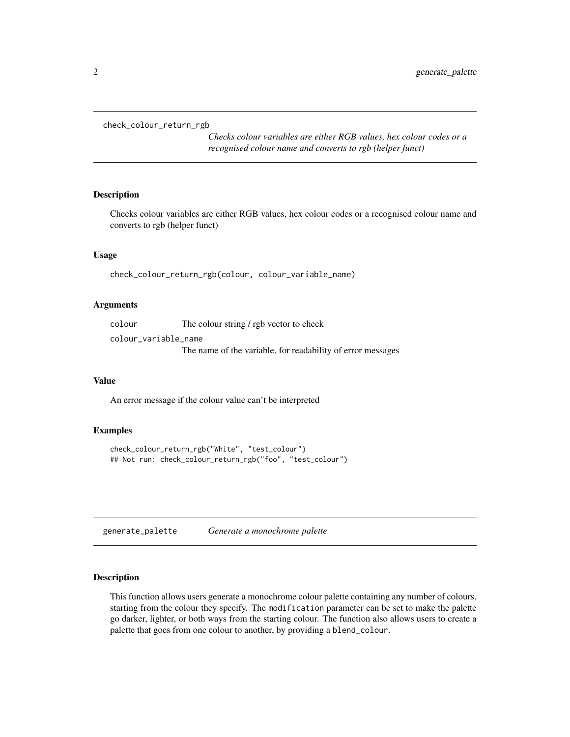## check_colour_return_rgb

*Checks colour variables are either RGB values, hex colour codes or a recognised colour name and converts to rgb (helper funct)*

### Description

Checks colour variables are either RGB values, hex colour codes or a recognised colour name and converts to rgb (helper funct)

### Usage

```
check_colour_return_rgb(colour, colour_variable_name)
```

### Arguments

| | |
|---|---|
| colour | The colour string / rgb vector to check |
| colour_variable_name | The name of the variable, for readability of error messages |

### Value

An error message if the colour value can't be interpreted

### Examples

```
check_colour_return_rgb("White", "test_colour")
## Not run: check_colour_return_rgb("foo", "test_colour")
```

## generate_palette

*Generate a monochrome palette*

### Description

This function allows users generate a monochrome colour palette containing any number of colours, starting from the colour they specify. The `modification` parameter can be set to make the palette go darker, lighter, or both ways from the starting colour. The function also allows users to create a palette that goes from one colour to another, by providing a `blend_colour`.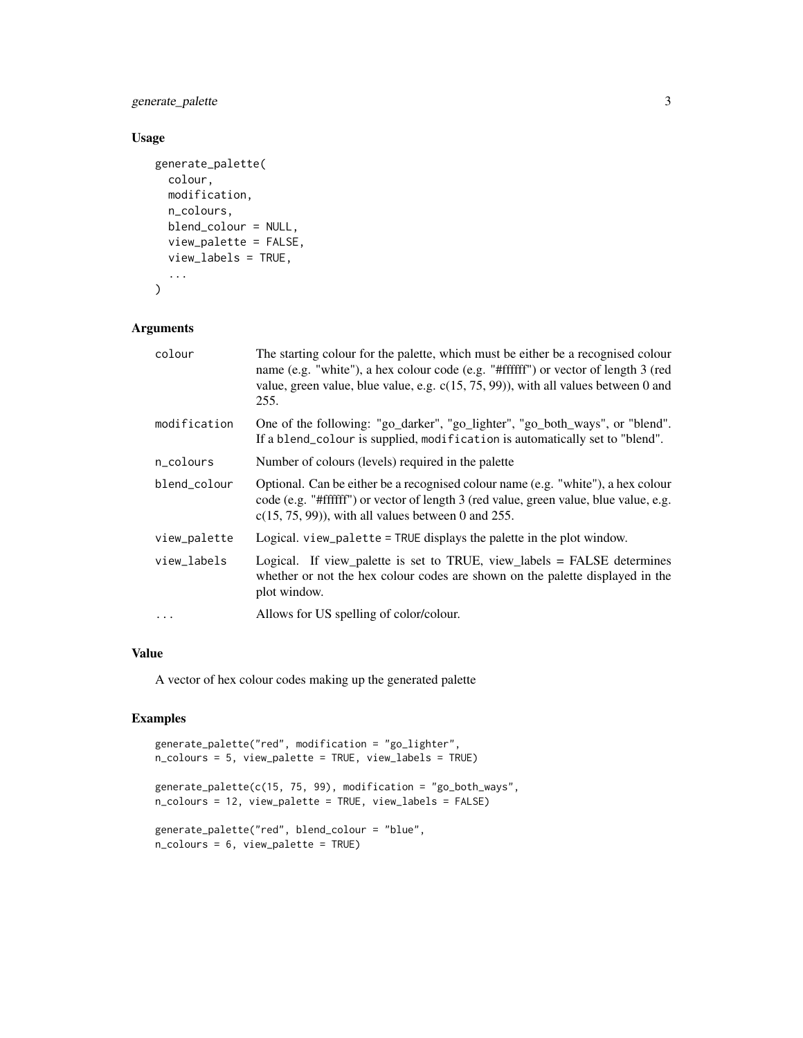## Usage

```
generate_palette(
  colour,
  modification,
  n_colours,
  blend_colour = NULL,
  view_palette = FALSE,
  view_labels = TRUE,
  ...
)
```

## Arguments

| | |
|---|---|
| colour | The starting colour for the palette, which must be either be a recognised colour name (e.g. "white"), a hex colour code (e.g. "#ffffff") or vector of length 3 (red value, green value, blue value, e.g. c(15, 75, 99)), with all values between 0 and 255. |
| modification | One of the following: "go_darker", "go_lighter", "go_both_ways", or "blend". If a `blend_colour` is supplied, `modification` is automatically set to "blend". |
| n_colours | Number of colours (levels) required in the palette |
| blend_colour | Optional. Can be either be a recognised colour name (e.g. "white"), a hex colour code (e.g. "#ffffff") or vector of length 3 (red value, green value, blue value, e.g. c(15, 75, 99)), with all values between 0 and 255. |
| view_palette | Logical. `view_palette = TRUE` displays the palette in the plot window. |
| view_labels | Logical. If view_palette is set to TRUE, view_labels = FALSE determines whether or not the hex colour codes are shown on the palette displayed in the plot window. |
| ... | Allows for US spelling of color/colour. |

## Value

A vector of hex colour codes making up the generated palette

## Examples

```
generate_palette("red", modification = "go_lighter",
n_colours = 5, view_palette = TRUE, view_labels = TRUE)

generate_palette(c(15, 75, 99), modification = "go_both_ways",
n_colours = 12, view_palette = TRUE, view_labels = FALSE)

generate_palette("red", blend_colour = "blue",
n_colours = 6, view_palette = TRUE)
```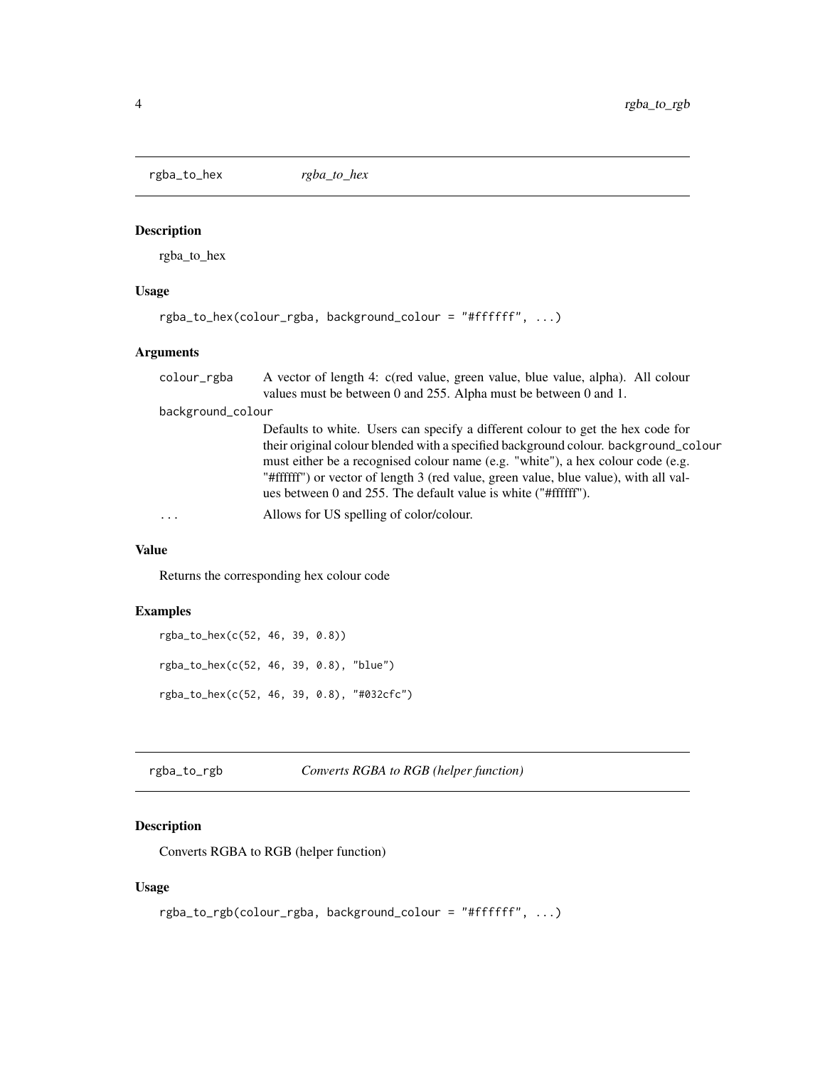## rgba_to_hex *rgba_to_hex*

### Description

rgba_to_hex

### Usage

```
rgba_to_hex(colour_rgba, background_colour = "#ffffff", ...)
```

### Arguments

| | |
|---|---|
| colour_rgba | A vector of length 4: c(red value, green value, blue value, alpha). All colour values must be between 0 and 255. Alpha must be between 0 and 1. |
| background_colour | Defaults to white. Users can specify a different colour to get the hex code for their original colour blended with a specified background colour. background_colour must either be a recognised colour name (e.g. "white"), a hex colour code (e.g. "#ffffff") or vector of length 3 (red value, green value, blue value), with all values between 0 and 255. The default value is white ("#ffffff"). |
| ... | Allows for US spelling of color/colour. |

### Value

Returns the corresponding hex colour code

### Examples

```
rgba_to_hex(c(52, 46, 39, 0.8))

rgba_to_hex(c(52, 46, 39, 0.8), "blue")

rgba_to_hex(c(52, 46, 39, 0.8), "#032cfc")
```

## rgba_to_rgb *Converts RGBA to RGB (helper function)*

### Description

Converts RGBA to RGB (helper function)

### Usage

```
rgba_to_rgb(colour_rgba, background_colour = "#ffffff", ...)
```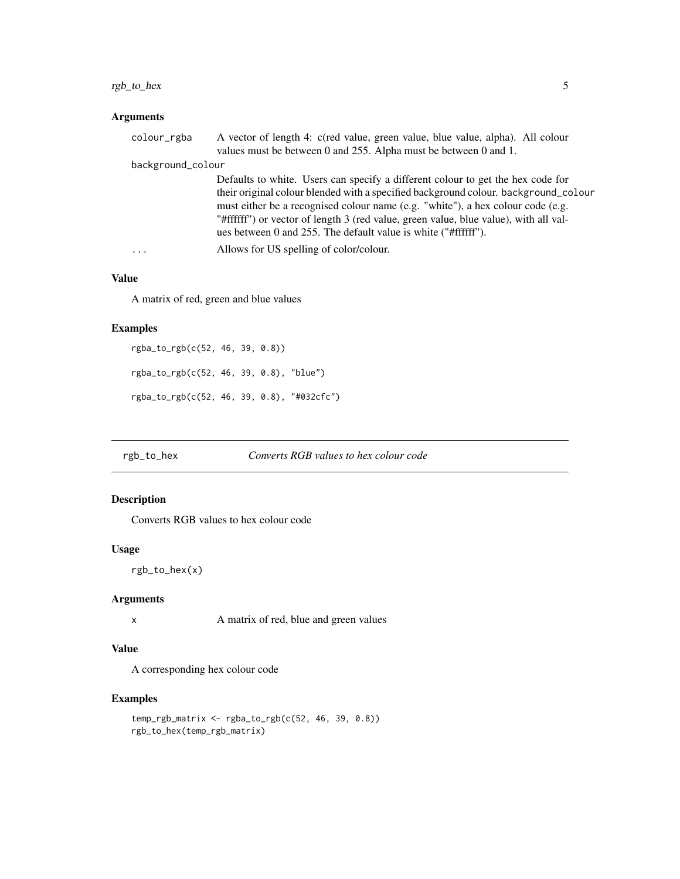### Arguments

| | |
|---|---|
| `colour_rgba` | A vector of length 4: c(red value, green value, blue value, alpha). All colour values must be between 0 and 255. Alpha must be between 0 and 1. |
| `background_colour` | Defaults to white. Users can specify a different colour to get the hex code for their original colour blended with a specified background colour. `background_colour` must either be a recognised colour name (e.g. "white"), a hex colour code (e.g. "#ffffff") or vector of length 3 (red value, green value, blue value), with all values between 0 and 255. The default value is white ("#ffffff"). |
| `...` | Allows for US spelling of color/colour. |

### Value

A matrix of red, green and blue values

### Examples

```
rgba_to_rgb(c(52, 46, 39, 0.8))

rgba_to_rgb(c(52, 46, 39, 0.8), "blue")

rgba_to_rgb(c(52, 46, 39, 0.8), "#032cfc")
```

---

## `rgb_to_hex` *Converts RGB values to hex colour code*

### Description

Converts RGB values to hex colour code

### Usage

```
rgb_to_hex(x)
```

### Arguments

| | |
|---|---|
| `x` | A matrix of red, blue and green values |

### Value

A corresponding hex colour code

### Examples

```
temp_rgb_matrix <- rgba_to_rgb(c(52, 46, 39, 0.8))
rgb_to_hex(temp_rgb_matrix)
```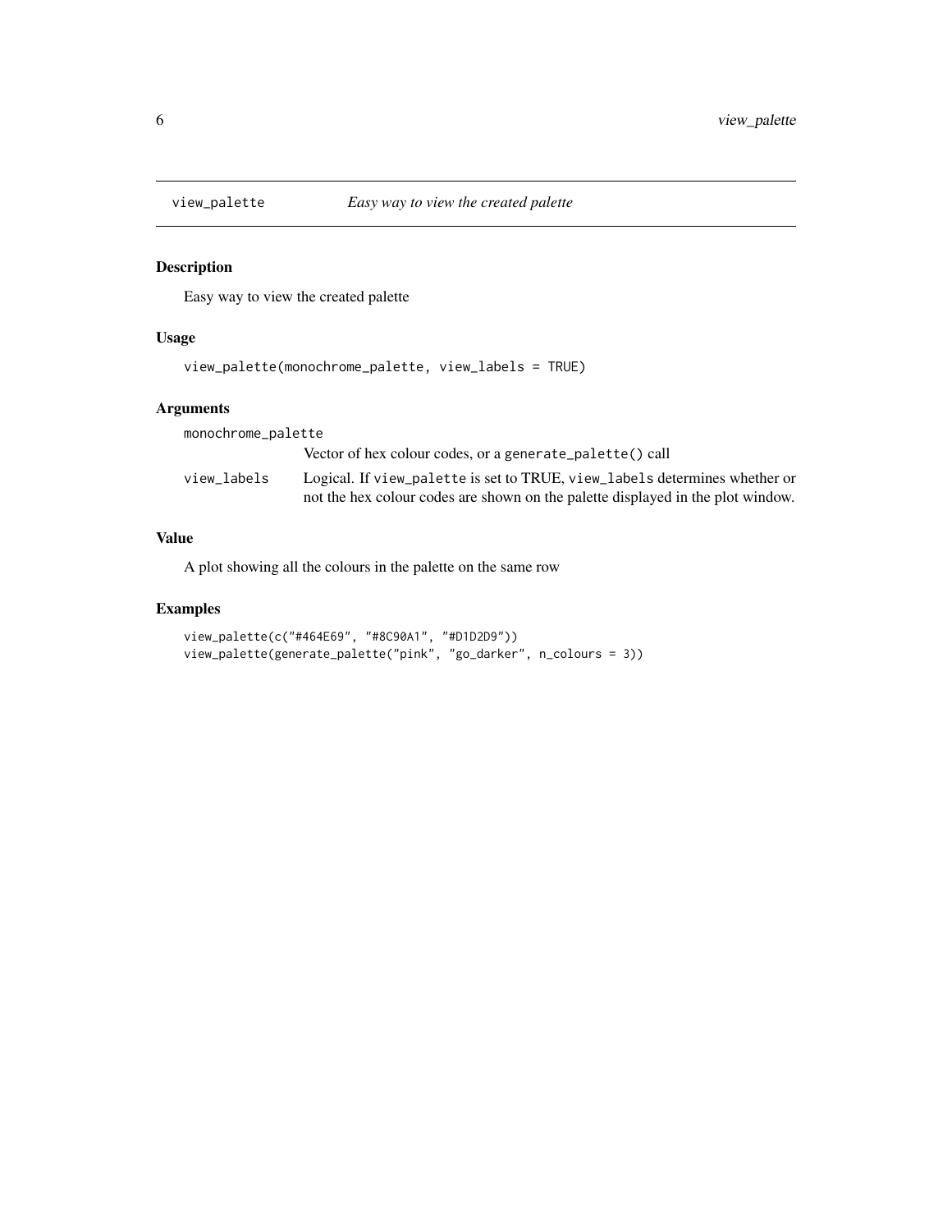## view_palette *Easy way to view the created palette*

### Description

Easy way to view the created palette

### Usage

```
view_palette(monochrome_palette, view_labels = TRUE)
```

### Arguments

| | |
|---|---|
| monochrome_palette | Vector of hex colour codes, or a `generate_palette()` call |
| view_labels | Logical. If `view_palette` is set to TRUE, `view_labels` determines whether or not the hex colour codes are shown on the palette displayed in the plot window. |

### Value

A plot showing all the colours in the palette on the same row

### Examples

```
view_palette(c("#464E69", "#8C90A1", "#D1D2D9"))
view_palette(generate_palette("pink", "go_darker", n_colours = 3))
```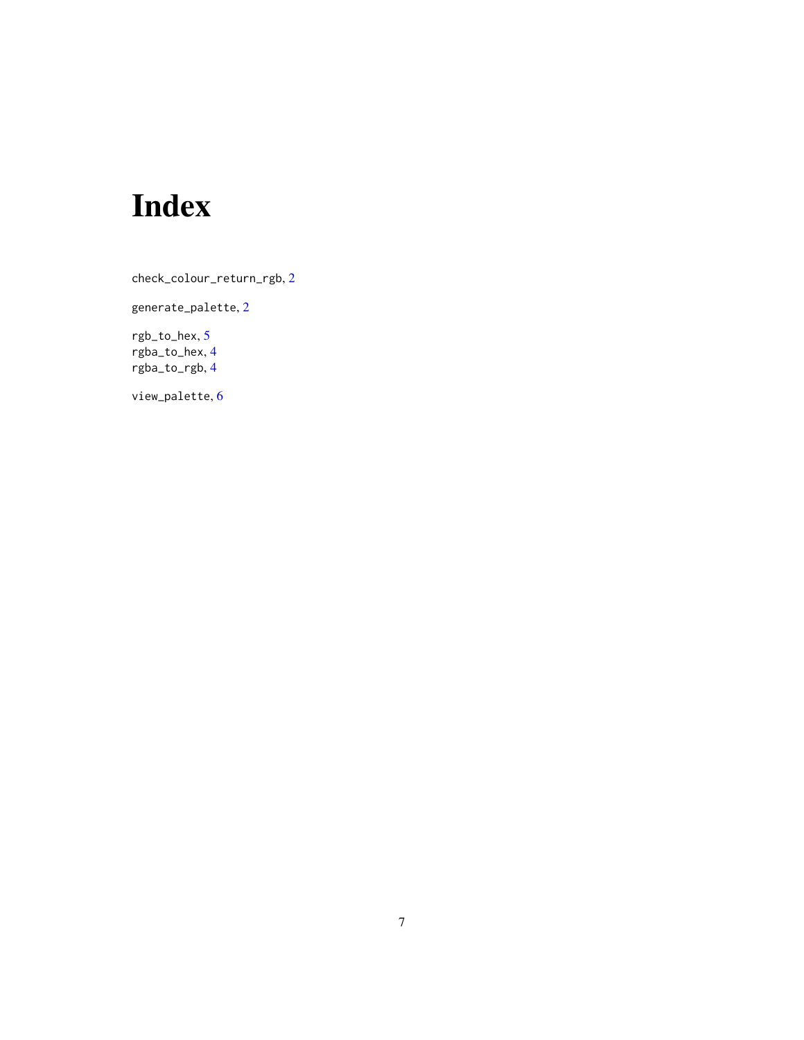# Index

check_colour_return_rgb, 2

generate_palette, 2

rgb_to_hex, 5
rgba_to_hex, 4
rgba_to_rgb, 4

view_palette, 6